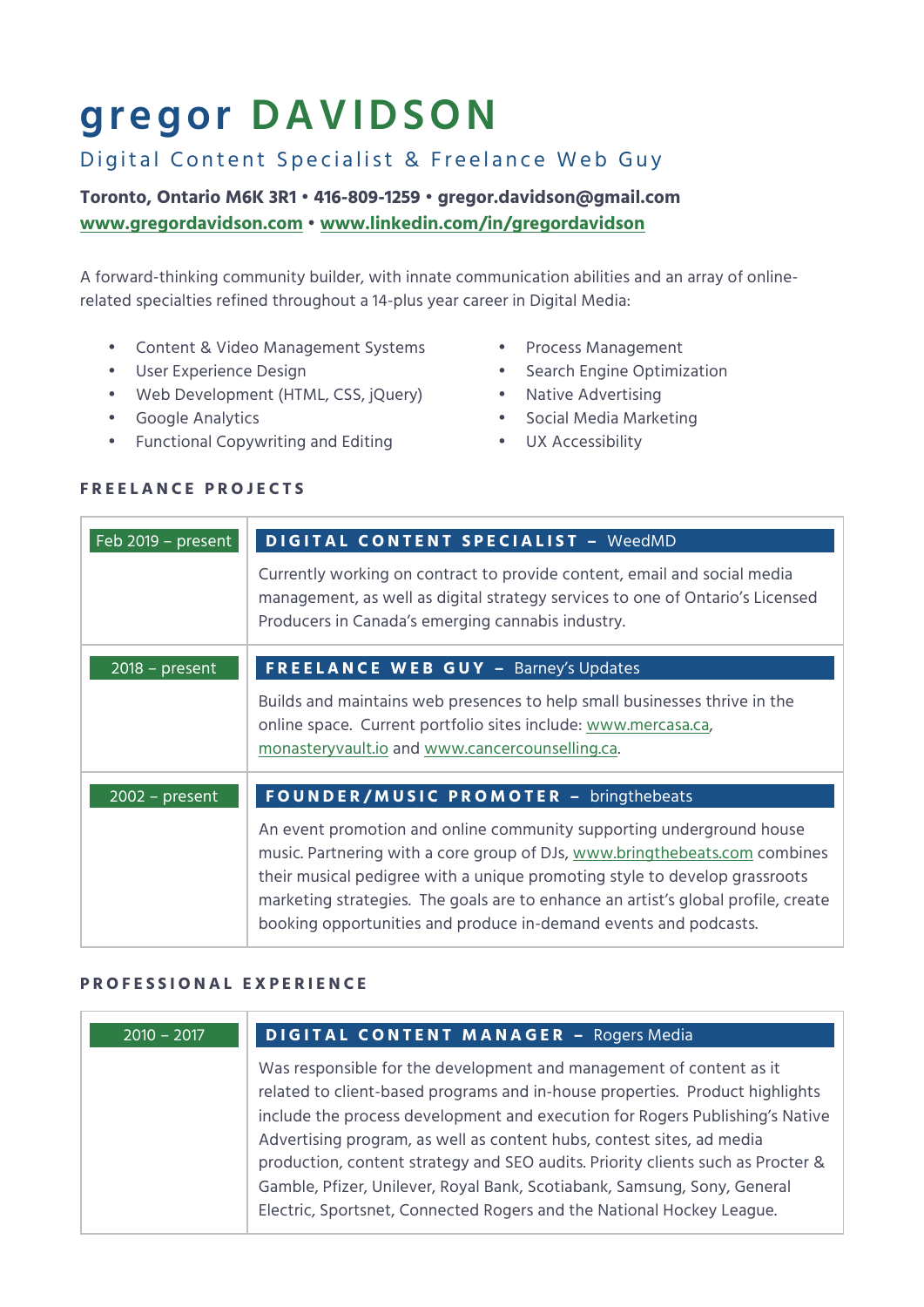# gregor DAVIDSON

## Digital Content Specialist & Freelance Web Guy

**Toronto, Ontario M6K 3R1 • 416-809-1259 • gregor.davidson@gmail.com**
**www.gregordavidson.com • www.linkedin.com/in/gregordavidson**

A forward-thinking community builder, with innate communication abilities and an array of online-related specialties refined throughout a 14-plus year career in Digital Media:

- Content & Video Management Systems
- User Experience Design
- Web Development (HTML, CSS, jQuery)
- Google Analytics
- Functional Copywriting and Editing
- Process Management
- Search Engine Optimization
- Native Advertising
- Social Media Marketing
- UX Accessibility

### FREELANCE PROJECTS

| Dates | Role |
|---|---|
| Feb 2019 – present | **DIGITAL CONTENT SPECIALIST** – WeedMD<br><br>Currently working on contract to provide content, email and social media management, as well as digital strategy services to one of Ontario's Licensed Producers in Canada's emerging cannabis industry. |
| 2018 – present | **FREELANCE WEB GUY** – Barney's Updates<br><br>Builds and maintains web presences to help small businesses thrive in the online space. Current portfolio sites include: www.mercasa.ca, monasteryvault.io and www.cancercounselling.ca. |
| 2002 – present | **FOUNDER/MUSIC PROMOTER** – bringthebeats<br><br>An event promotion and online community supporting underground house music. Partnering with a core group of DJs, www.bringthebeats.com combines their musical pedigree with a unique promoting style to develop grassroots marketing strategies. The goals are to enhance an artist's global profile, create booking opportunities and produce in-demand events and podcasts. |

### PROFESSIONAL EXPERIENCE

| Dates | Role |
|---|---|
| 2010 – 2017 | **DIGITAL CONTENT MANAGER** – Rogers Media<br><br>Was responsible for the development and management of content as it related to client-based programs and in-house properties. Product highlights include the process development and execution for Rogers Publishing's Native Advertising program, as well as content hubs, contest sites, ad media production, content strategy and SEO audits. Priority clients such as Procter & Gamble, Pfizer, Unilever, Royal Bank, Scotiabank, Samsung, Sony, General Electric, Sportsnet, Connected Rogers and the National Hockey League. |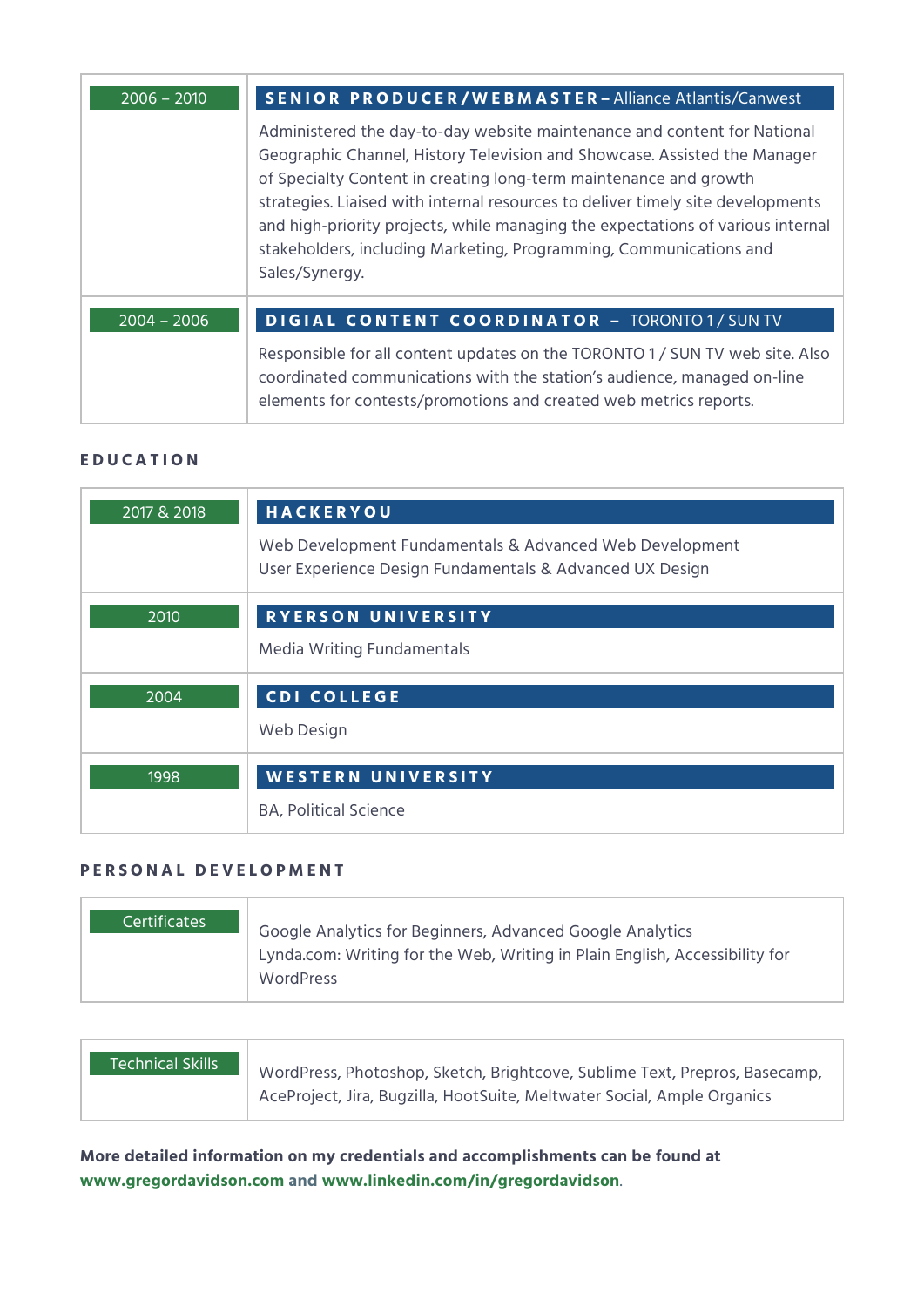**2006 – 2010**

**SENIOR PRODUCER/WEBMASTER –** Alliance Atlantis/Canwest

Administered the day-to-day website maintenance and content for National Geographic Channel, History Television and Showcase. Assisted the Manager of Specialty Content in creating long-term maintenance and growth strategies. Liaised with internal resources to deliver timely site developments and high-priority projects, while managing the expectations of various internal stakeholders, including Marketing, Programming, Communications and Sales/Synergy.

**2004 – 2006**

**DIGIAL CONTENT COORDINATOR –** TORONTO 1 / SUN TV

Responsible for all content updates on the TORONTO 1 / SUN TV web site. Also coordinated communications with the station's audience, managed on-line elements for contests/promotions and created web metrics reports.

## EDUCATION

**2017 & 2018**

**HACKERYOU**

Web Development Fundamentals & Advanced Web Development
User Experience Design Fundamentals & Advanced UX Design

**2010**

**RYERSON UNIVERSITY**

Media Writing Fundamentals

**2004**

**CDI COLLEGE**

Web Design

**1998**

**WESTERN UNIVERSITY**

BA, Political Science

## PERSONAL DEVELOPMENT

**Certificates**

Google Analytics for Beginners, Advanced Google Analytics
Lynda.com: Writing for the Web, Writing in Plain English, Accessibility for WordPress

**Technical Skills**

WordPress, Photoshop, Sketch, Brightcove, Sublime Text, Prepros, Basecamp, AceProject, Jira, Bugzilla, HootSuite, Meltwater Social, Ample Organics

**More detailed information on my credentials and accomplishments can be found at www.gregordavidson.com and www.linkedin.com/in/gregordavidson**.